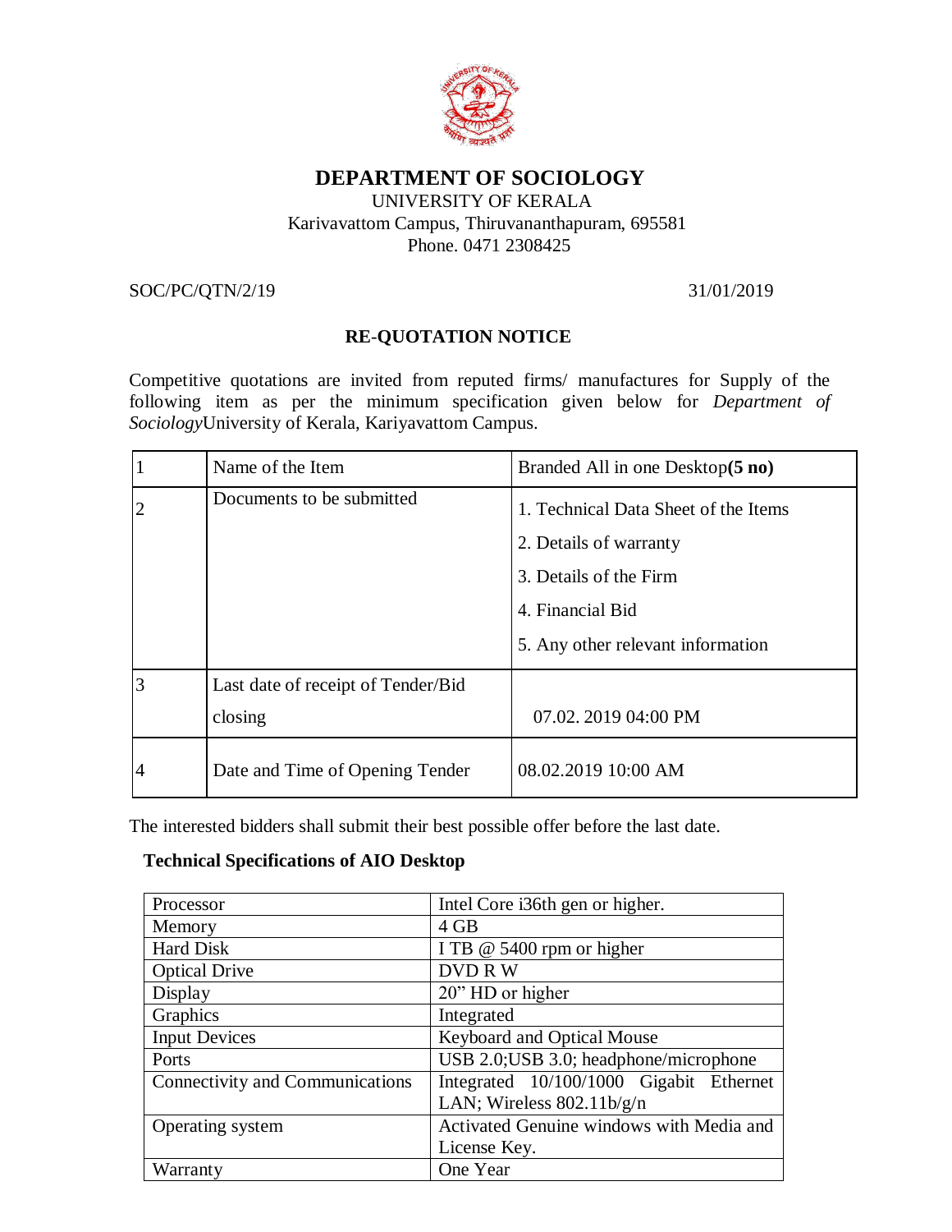# DEPARTMENT OF SOCIOLOGY

UNIVERSITY OF KERALA
Karivavattom Campus, Thiruvananthapuram, 695581
Phone. 0471 2308425

SOC/PC/QTN/2/19 31/01/2019

## RE-QUOTATION NOTICE

Competitive quotations are invited from reputed firms/ manufactures for Supply of the following item as per the minimum specification given below for *Department of Sociology*University of Kerala, Kariyavattom Campus.

| | | |
|---|---|---|
| 1 | Name of the Item | Branded All in one Desktop**(5 no)** |
| 2 | Documents to be submitted | 1. Technical Data Sheet of the Items<br>2. Details of warranty<br>3. Details of the Firm<br>4. Financial Bid<br>5. Any other relevant information |
| 3 | Last date of receipt of Tender/Bid closing | 07.02. 2019 04:00 PM |
| 4 | Date and Time of Opening Tender | 08.02.2019 10:00 AM |

The interested bidders shall submit their best possible offer before the last date.

**Technical Specifications of AIO Desktop**

| | |
|---|---|
| Processor | Intel Core i36th gen or higher. |
| Memory | 4 GB |
| Hard Disk | I TB @ 5400 rpm or higher |
| Optical Drive | DVD R W |
| Display | 20" HD or higher |
| Graphics | Integrated |
| Input Devices | Keyboard and Optical Mouse |
| Ports | USB 2.0;USB 3.0; headphone/microphone |
| Connectivity and Communications | Integrated 10/100/1000 Gigabit Ethernet LAN; Wireless 802.11b/g/n |
| Operating system | Activated Genuine windows with Media and License Key. |
| Warranty | One Year |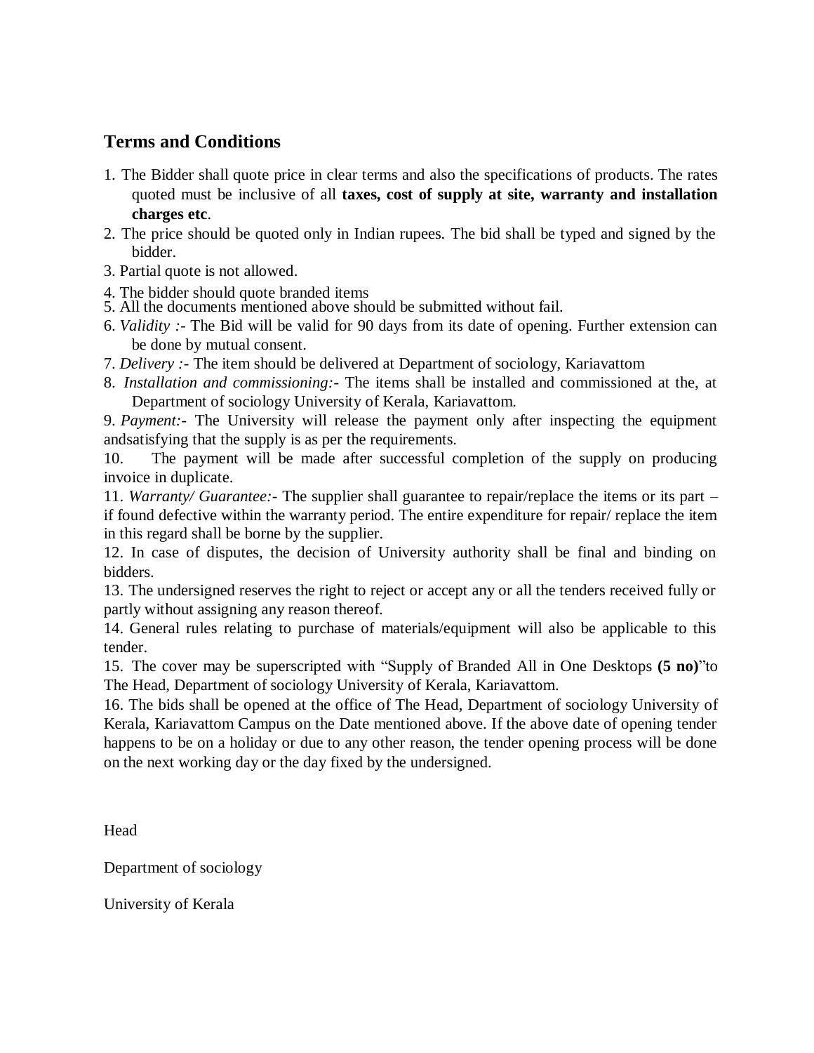## Terms and Conditions

1. The Bidder shall quote price in clear terms and also the specifications of products. The rates quoted must be inclusive of all **taxes, cost of supply at site, warranty and installation charges etc**.
2. The price should be quoted only in Indian rupees. The bid shall be typed and signed by the bidder.
3. Partial quote is not allowed.
4. The bidder should quote branded items
5. All the documents mentioned above should be submitted without fail.
6. *Validity :-* The Bid will be valid for 90 days from its date of opening. Further extension can be done by mutual consent.
7. *Delivery :-* The item should be delivered at Department of sociology, Kariavattom
8. *Installation and commissioning:-* The items shall be installed and commissioned at the, at Department of sociology University of Kerala, Kariavattom.
9. *Payment:-* The University will release the payment only after inspecting the equipment andsatisfying that the supply is as per the requirements.
10. The payment will be made after successful completion of the supply on producing invoice in duplicate.
11. *Warranty/ Guarantee:-* The supplier shall guarantee to repair/replace the items or its part – if found defective within the warranty period. The entire expenditure for repair/ replace the item in this regard shall be borne by the supplier.
12. In case of disputes, the decision of University authority shall be final and binding on bidders.
13. The undersigned reserves the right to reject or accept any or all the tenders received fully or partly without assigning any reason thereof.
14. General rules relating to purchase of materials/equipment will also be applicable to this tender.
15. The cover may be superscripted with "Supply of Branded All in One Desktops **(5 no)**"to The Head, Department of sociology University of Kerala, Kariavattom.
16. The bids shall be opened at the office of The Head, Department of sociology University of Kerala, Kariavattom Campus on the Date mentioned above. If the above date of opening tender happens to be on a holiday or due to any other reason, the tender opening process will be done on the next working day or the day fixed by the undersigned.

Head

Department of sociology

University of Kerala